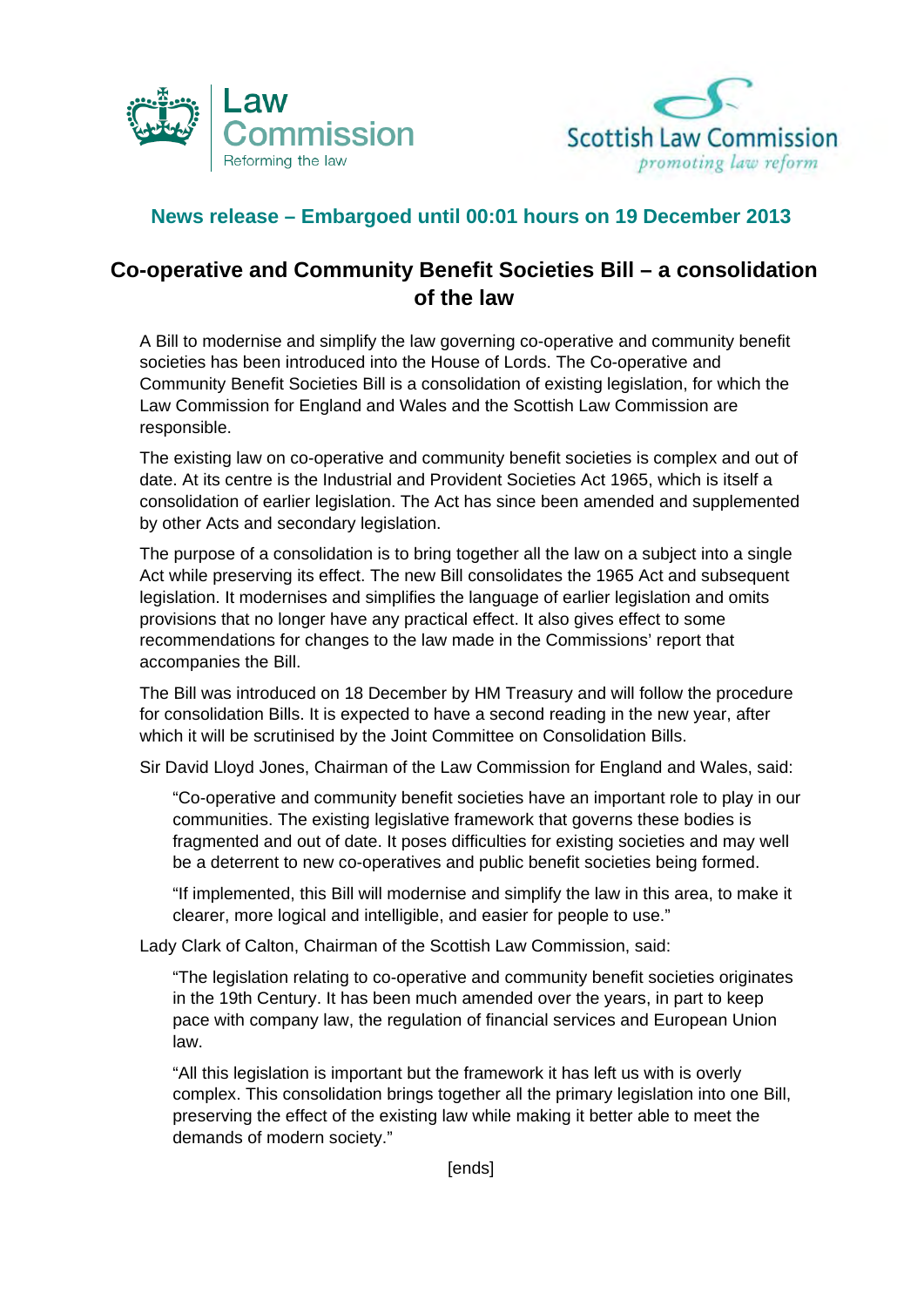Law Commission
Reforming the law

Scottish Law Commission
*promoting law reform*

**News release – Embargoed until 00:01 hours on 19 December 2013**

# Co-operative and Community Benefit Societies Bill – a consolidation of the law

A Bill to modernise and simplify the law governing co-operative and community benefit societies has been introduced into the House of Lords. The Co-operative and Community Benefit Societies Bill is a consolidation of existing legislation, for which the Law Commission for England and Wales and the Scottish Law Commission are responsible.

The existing law on co-operative and community benefit societies is complex and out of date. At its centre is the Industrial and Provident Societies Act 1965, which is itself a consolidation of earlier legislation. The Act has since been amended and supplemented by other Acts and secondary legislation.

The purpose of a consolidation is to bring together all the law on a subject into a single Act while preserving its effect. The new Bill consolidates the 1965 Act and subsequent legislation. It modernises and simplifies the language of earlier legislation and omits provisions that no longer have any practical effect. It also gives effect to some recommendations for changes to the law made in the Commissions' report that accompanies the Bill.

The Bill was introduced on 18 December by HM Treasury and will follow the procedure for consolidation Bills. It is expected to have a second reading in the new year, after which it will be scrutinised by the Joint Committee on Consolidation Bills.

Sir David Lloyd Jones, Chairman of the Law Commission for England and Wales, said:

> "Co-operative and community benefit societies have an important role to play in our communities. The existing legislative framework that governs these bodies is fragmented and out of date. It poses difficulties for existing societies and may well be a deterrent to new co-operatives and public benefit societies being formed.
>
> "If implemented, this Bill will modernise and simplify the law in this area, to make it clearer, more logical and intelligible, and easier for people to use."

Lady Clark of Calton, Chairman of the Scottish Law Commission, said:

> "The legislation relating to co-operative and community benefit societies originates in the 19th Century. It has been much amended over the years, in part to keep pace with company law, the regulation of financial services and European Union law.
>
> "All this legislation is important but the framework it has left us with is overly complex. This consolidation brings together all the primary legislation into one Bill, preserving the effect of the existing law while making it better able to meet the demands of modern society."

[ends]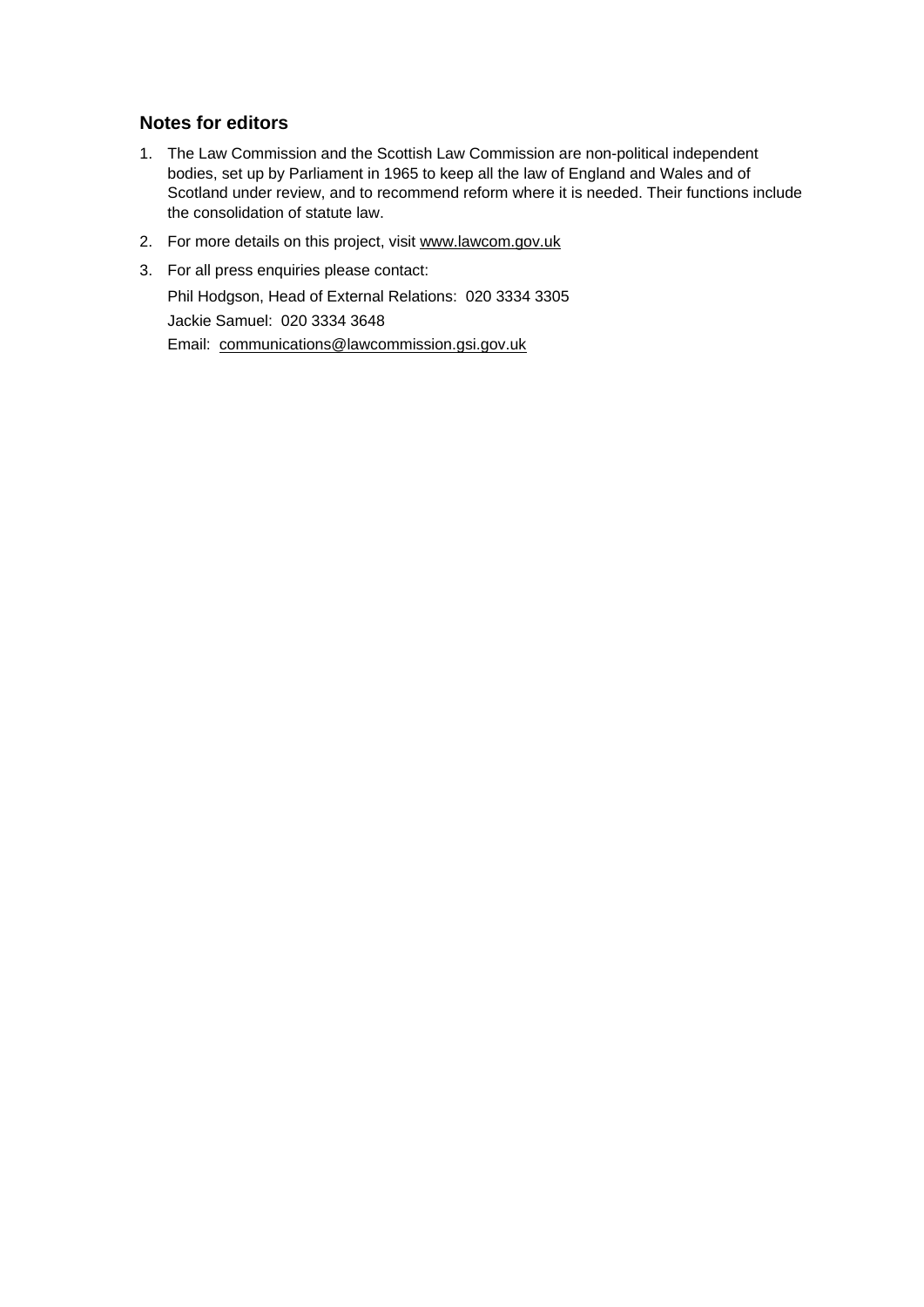## Notes for editors

1. The Law Commission and the Scottish Law Commission are non-political independent bodies, set up by Parliament in 1965 to keep all the law of England and Wales and of Scotland under review, and to recommend reform where it is needed. Their functions include the consolidation of statute law.
2. For more details on this project, visit www.lawcom.gov.uk
3. For all press enquiries please contact:

   Phil Hodgson, Head of External Relations: 020 3334 3305

   Jackie Samuel: 020 3334 3648

   Email: communications@lawcommission.gsi.gov.uk